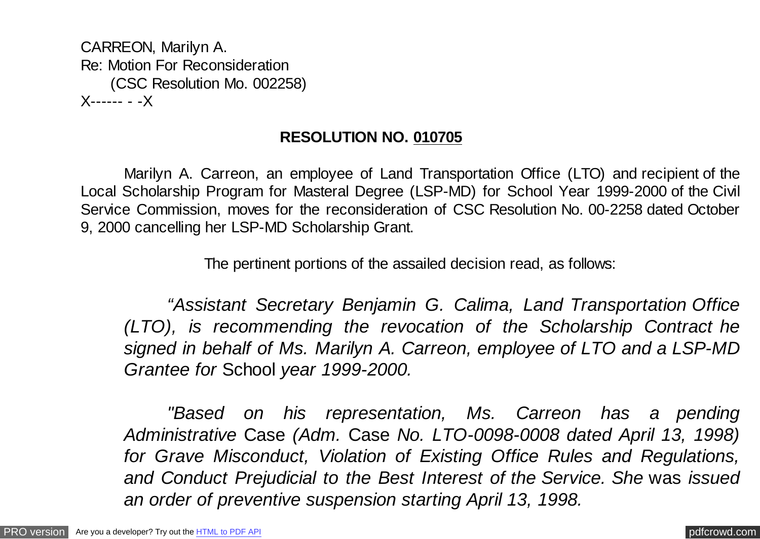CARREON, Marilyn A.
Re: Motion For Reconsideration
(CSC Resolution Mo. 002258)
X------ - -X

**RESOLUTION NO. 010705**

Marilyn A. Carreon, an employee of Land Transportation Office (LTO) and recipient of the Local Scholarship Program for Masteral Degree (LSP-MD) for School Year 1999-2000 of the Civil Service Commission, moves for the reconsideration of CSC Resolution No. 00-2258 dated October 9, 2000 cancelling her LSP-MD Scholarship Grant.

The pertinent portions of the assailed decision read, as follows:

> *"Assistant Secretary Benjamin G. Calima, Land Transportation Office (LTO), is recommending the revocation of the Scholarship Contract he signed in behalf of Ms. Marilyn A. Carreon, employee of LTO and a LSP-MD Grantee for* School *year 1999-2000.*
>
> *"Based on his representation, Ms. Carreon has a pending Administrative* Case *(Adm.* Case *No. LTO-0098-0008 dated April 13, 1998) for Grave Misconduct, Violation of Existing Office Rules and Regulations, and Conduct Prejudicial to the Best Interest of the Service. She* was *issued an order of preventive suspension starting April 13, 1998.*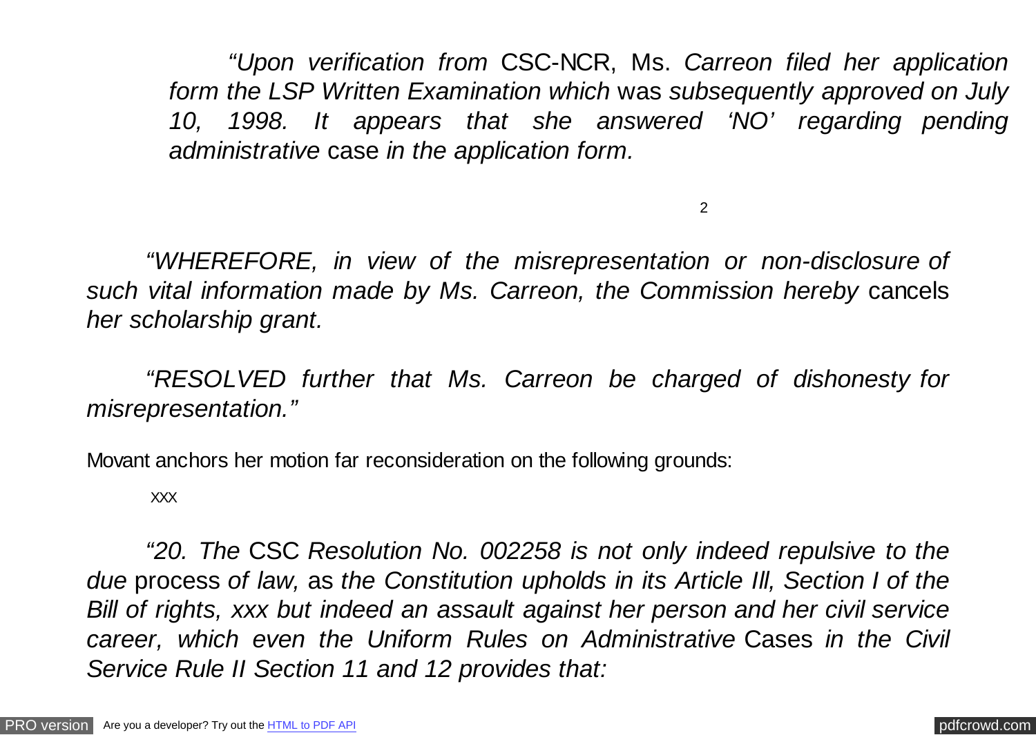*"Upon verification from* CSC-NCR, Ms. *Carreon filed her application form the LSP Written Examination which* was *subsequently approved on July 10, 1998. It appears that she answered 'NO' regarding pending administrative* case *in the application form.*

*"WHEREFORE, in view of the misrepresentation or non-disclosure of such vital information made by Ms. Carreon, the Commission hereby* cancels *her scholarship grant.*

*"RESOLVED further that Ms. Carreon be charged of dishonesty for misrepresentation."*

Movant anchors her motion far reconsideration on the following grounds:

xxx

*"20. The* CSC *Resolution No. 002258 is not only indeed repulsive to the due* process *of law,* as *the Constitution upholds in its Article Ill, Section I of the Bill of rights, xxx but indeed an assault against her person and her civil service career, which even the Uniform Rules on Administrative* Cases *in the Civil Service Rule II Section 11 and 12 provides that:*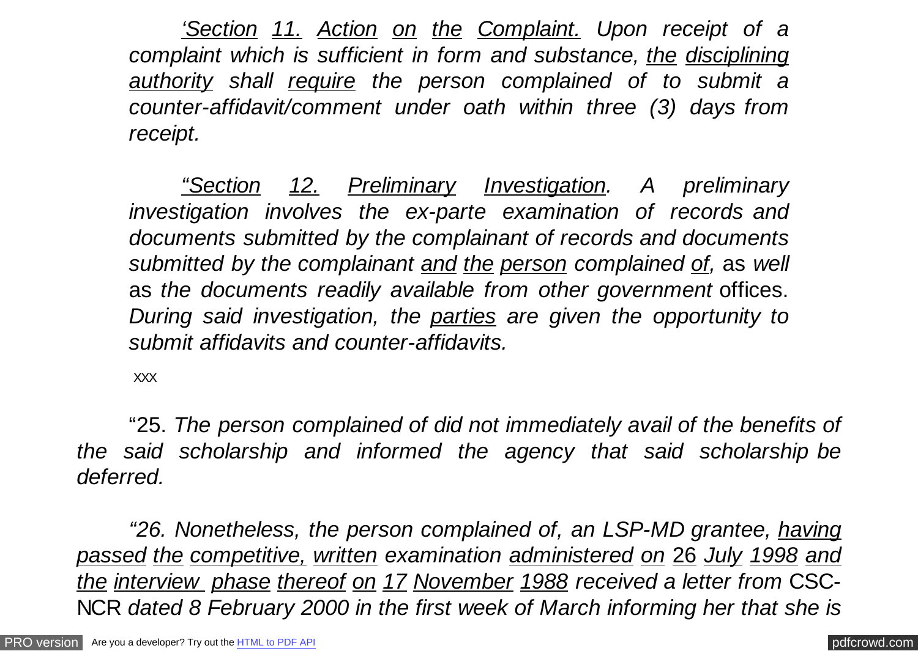*'Section 11. Action on the Complaint. Upon receipt of a complaint which is sufficient in form and substance, the disciplining authority shall require the person complained of to submit a counter-affidavit/comment under oath within three (3) days from receipt.*

*"Section 12. Preliminary Investigation. A preliminary investigation involves the ex-parte examination of records and documents submitted by the complainant of records and documents submitted by the complainant and the person complained of,* as *well* as *the documents readily available from other government* offices. *During said investigation, the parties are given the opportunity to submit affidavits and counter-affidavits.*

xxx

"25. *The person complained of did not immediately avail of the benefits of the said scholarship and informed the agency that said scholarship be deferred.*

*"26. Nonetheless, the person complained of, an LSP-MD grantee, having passed the competitive, written examination administered on* 26 *July 1998 and the interview phase thereof on 17 November 1988 received a letter from* CSC-NCR *dated 8 February 2000 in the first week of March informing her that she is*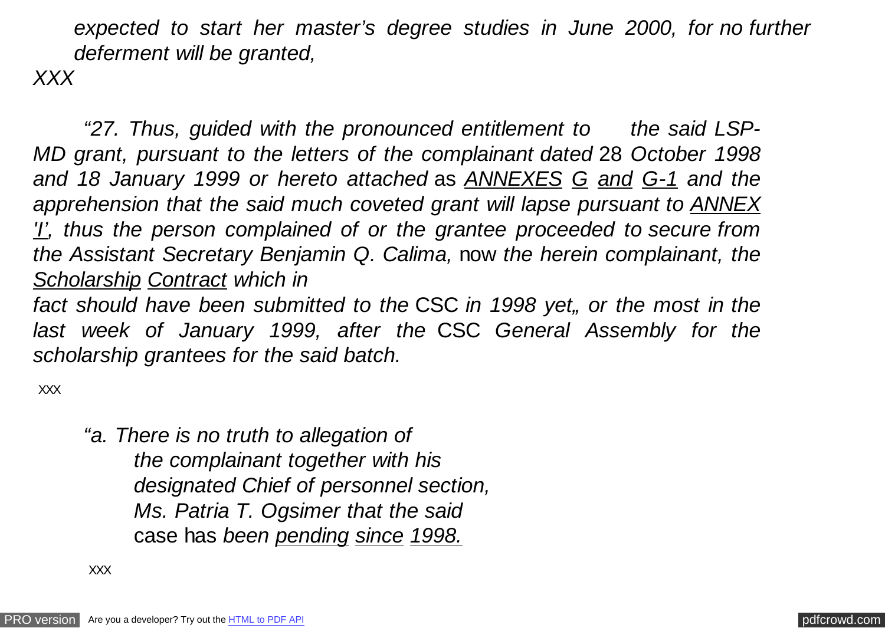*expected to start her master's degree studies in June 2000, for no further deferment will be granted,*

*XXX*

*"27. Thus, guided with the pronounced entitlement to the said LSP-MD grant, pursuant to the letters of the complainant dated* 28 *October 1998 and 18 January 1999 or hereto attached* as *ANNEXES G and G-1 and the apprehension that the said much coveted grant will lapse pursuant to ANNEX 'I', thus the person complained of or the grantee proceeded to secure from the Assistant Secretary Benjamin Q. Calima,* now *the herein complainant, the Scholarship Contract which in fact should have been submitted to the* CSC *in 1998 yet,, or the most in the last week of January 1999, after the* CSC *General Assembly for the scholarship grantees for the said batch.*

XXX

*"a. There is no truth to allegation of the complainant together with his designated Chief of personnel section, Ms. Patria T. Ogsimer that the said* case has *been pending since 1998.*

XXX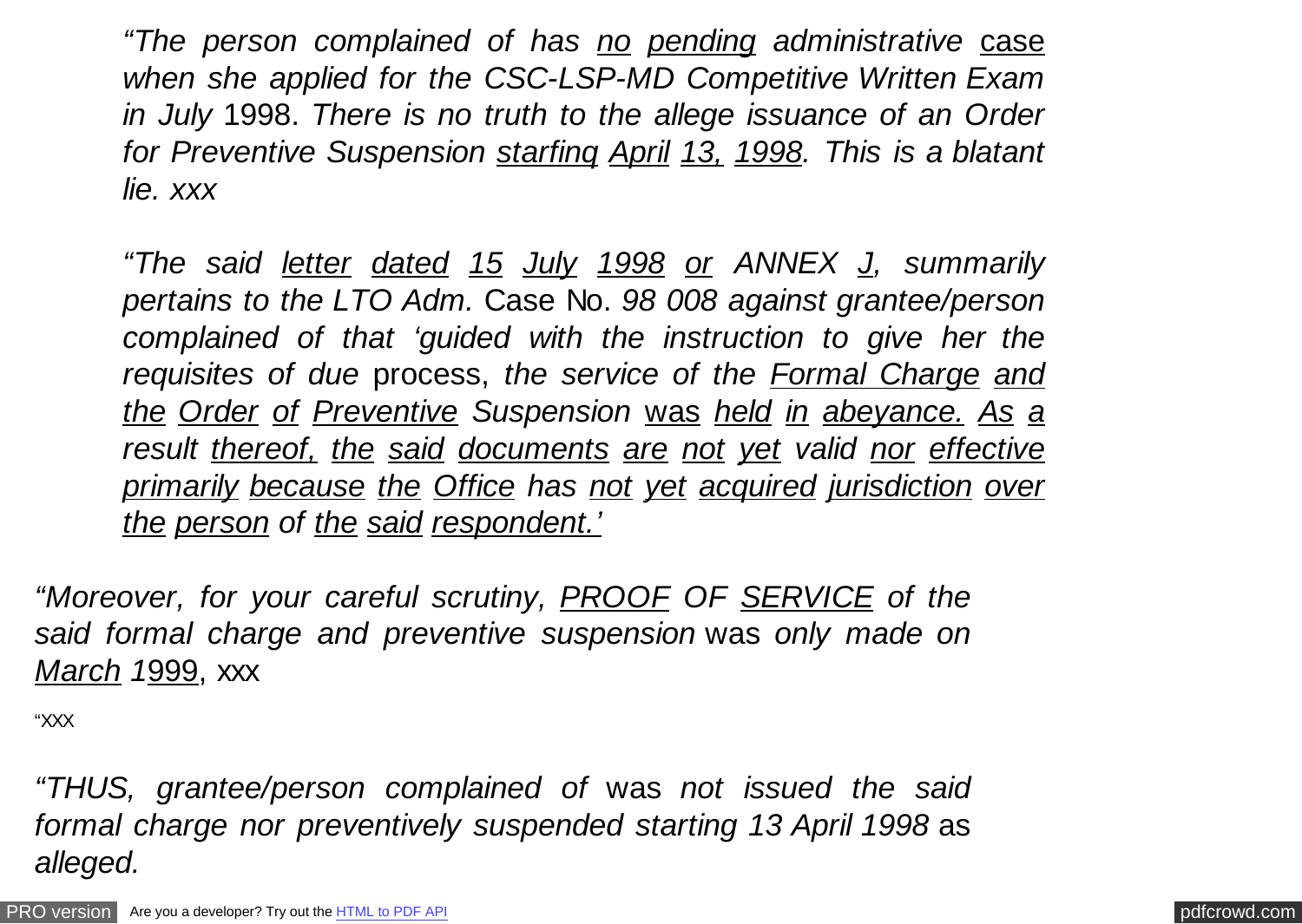*"The person complained of has no pending administrative case when she applied for the CSC-LSP-MD Competitive Written Exam in July 1998. There is no truth to the allege issuance of an Order for Preventive Suspension starfinq April 13, 1998. This is a blatant lie. xxx*

*"The said letter dated 15 July 1998 or ANNEX J, summarily pertains to the LTO Adm. Case No. 98 008 against grantee/person complained of that 'guided with the instruction to give her the requisites of due process, the service of the Formal Charge and the Order of Preventive Suspension was held in abeyance. As a result thereof, the said documents are not yet valid nor effective primarily because the Office has not yet acquired jurisdiction over the person of the said respondent.'*

*"Moreover, for your careful scrutiny, PROOF OF SERVICE of the said formal charge and preventive suspension was only made on March 1999, xxx*

"xxx

*"THUS, grantee/person complained of was not issued the said formal charge nor preventively suspended starting 13 April 1998 as alleged.*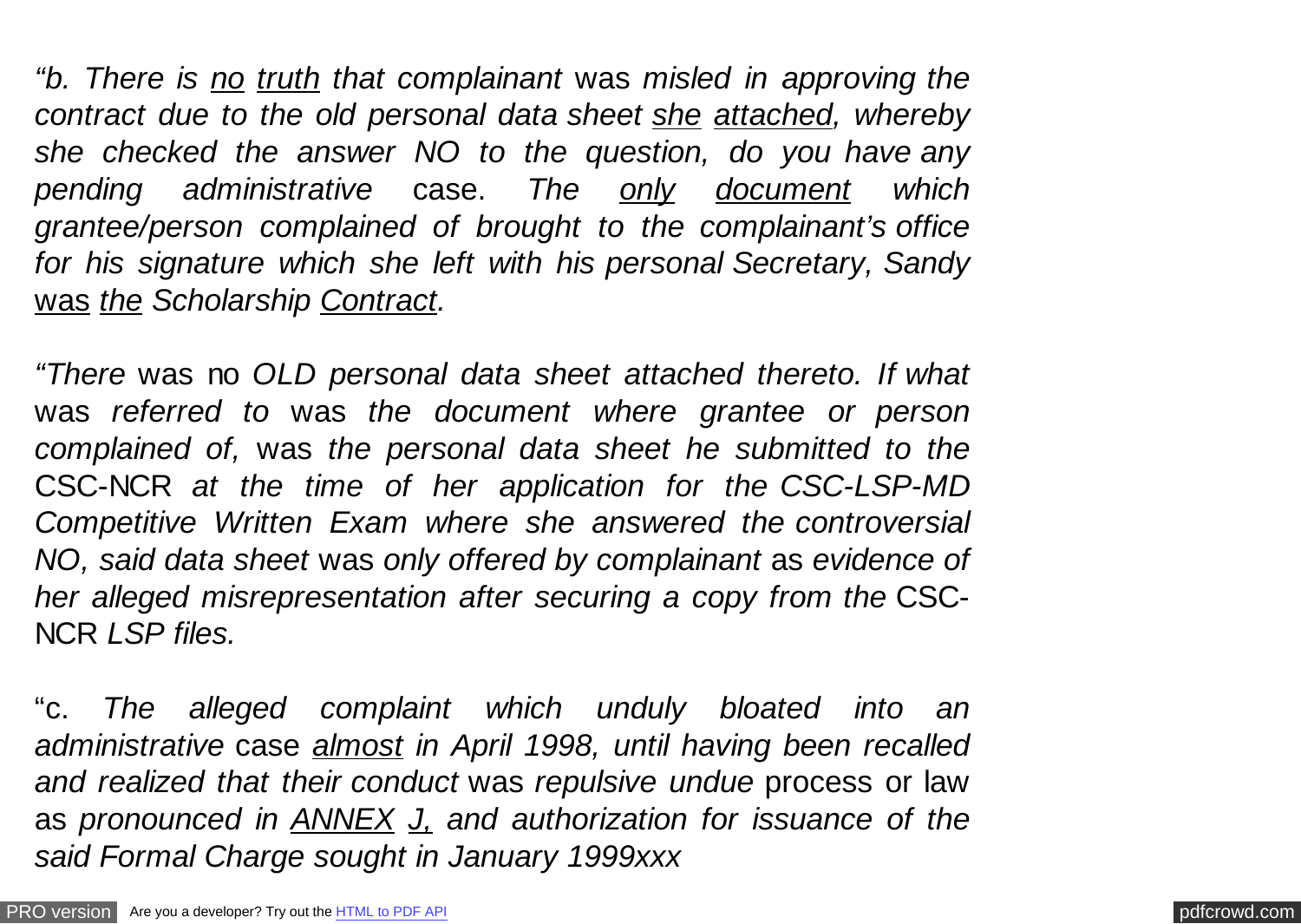*"b. There is no truth that complainant* was *misled in approving the contract due to the old personal data sheet she attached, whereby she checked the answer NO to the question, do you have any pending administrative* case. *The only document which grantee/person complained of brought to the complainant's office for his signature which she left with his personal Secretary, Sandy* was *the Scholarship Contract.*

*"There* was no *OLD personal data sheet attached thereto. If what* was *referred to* was *the document where grantee or person complained of,* was *the personal data sheet he submitted to the* CSC-NCR *at the time of her application for the CSC-LSP-MD Competitive Written Exam where she answered the controversial NO, said data sheet* was *only offered by complainant* as *evidence of her alleged misrepresentation after securing a copy from the* CSC-NCR *LSP files.*

"c. *The alleged complaint which unduly bloated into an administrative* case *almost in April 1998, until having been recalled and realized that their conduct* was *repulsive undue* process or law as *pronounced in ANNEX J, and authorization for issuance of the said Formal Charge sought in January 1999xxx*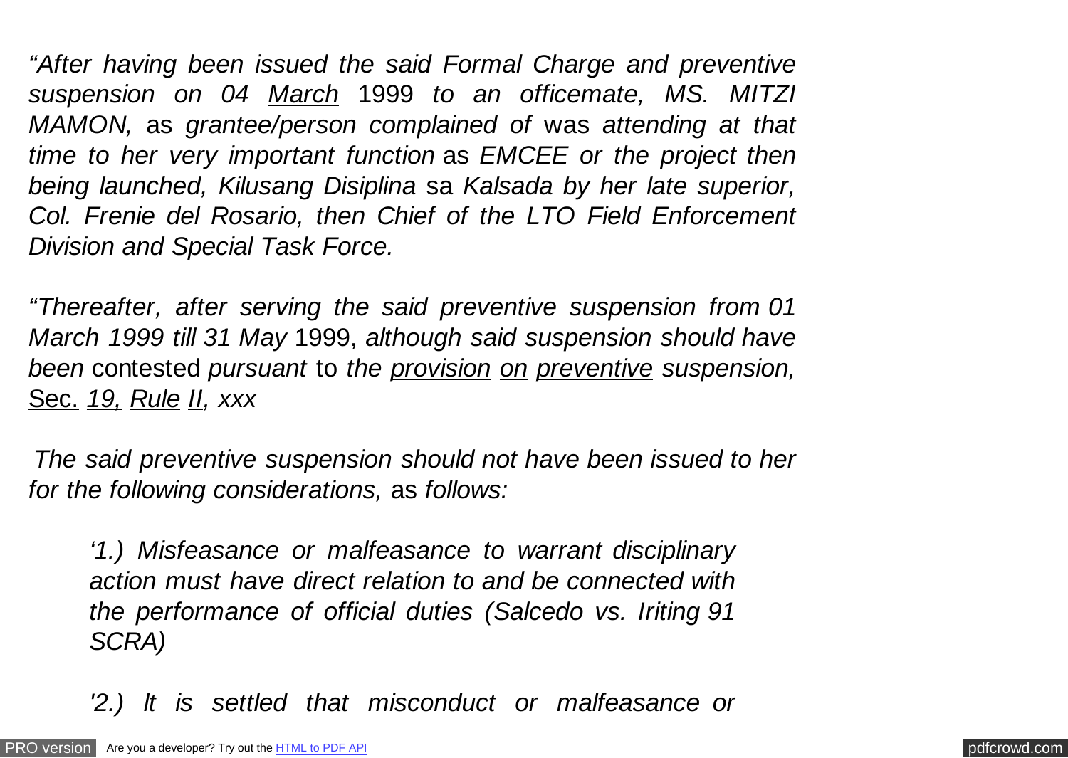*"After having been issued the said Formal Charge and preventive suspension on 04 March* 1999 *to an officemate, MS. MITZI MAMON,* as *grantee/person complained of* was *attending at that time to her very important function* as *EMCEE or the project then being launched, Kilusang Disiplina* sa *Kalsada by her late superior, Col. Frenie del Rosario, then Chief of the LTO Field Enforcement Division and Special Task Force.*

*"Thereafter, after serving the said preventive suspension from 01 March 1999 till 31 May* 1999, *although said suspension should have been* contested *pursuant* to *the provision on preventive suspension,* Sec. *19, Rule II, xxx*

*The said preventive suspension should not have been issued to her for the following considerations,* as *follows:*

> *'1.) Misfeasance or malfeasance to warrant disciplinary action must have direct relation to and be connected with the performance of official duties (Salcedo vs. Iriting 91 SCRA)*
>
> *'2.) It is settled that misconduct or malfeasance or*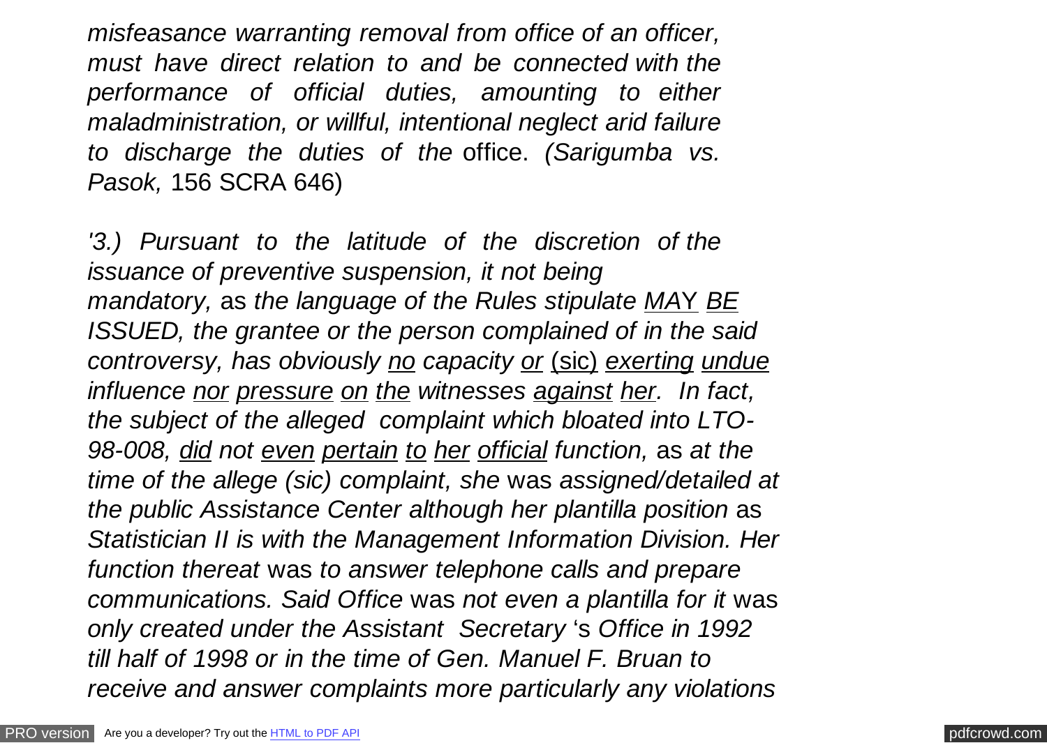*misfeasance warranting removal from office of an officer, must have direct relation to and be connected with the performance of official duties, amounting to either maladministration, or willful, intentional neglect arid failure to discharge the duties of the* office. *(Sarigumba vs. Pasok,* 156 SCRA 646)

*'3.) Pursuant to the latitude of the discretion of the issuance of preventive suspension, it not being mandatory,* as *the language of the Rules stipulate* *MA*Y *BE ISSUED, the grantee or the person complained of in the said controversy, has obviously* *no* *capacity* *or* (sic) *exerting* *undue influence* *nor* *pressure* *on* *the* *witnesses* *against* *her*. *In fact, the subject of the alleged complaint which bloated into LTO-98-008,* *did* *not* *even* *pertain* *to* *her* *official* *function,* as *at the time of the allege (sic) complaint, she* was *assigned/detailed at the public Assistance Center although her plantilla position* as *Statistician II is with the Management Information Division. Her function thereat* was *to answer telephone calls and prepare communications. Said Office* was *not even a plantilla for it* was *only created under the Assistant Secretary* 's *Office in 1992 till half of 1998 or in the time of Gen. Manuel F. Bruan to receive and answer complaints more particularly any violations*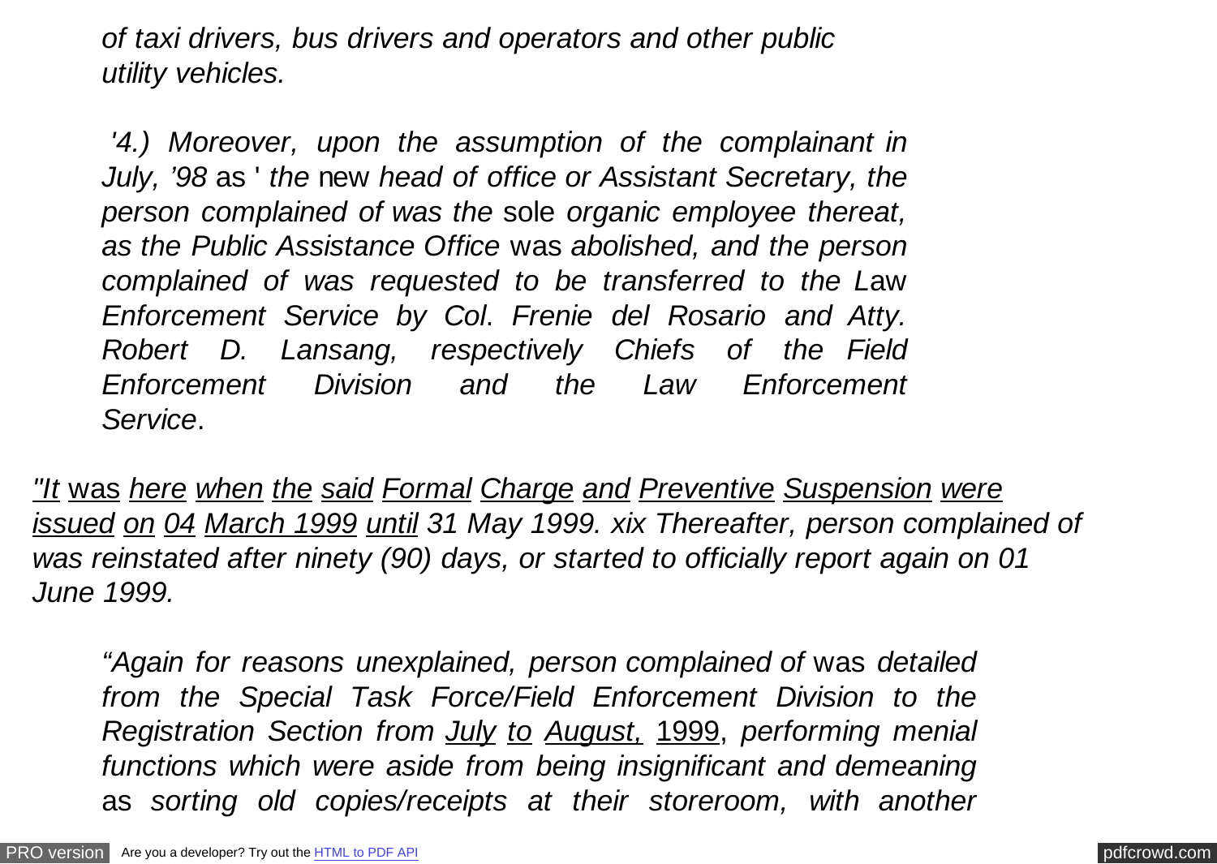*of taxi drivers, bus drivers and operators and other public utility vehicles.*

*'4.) Moreover, upon the assumption of the complainant in July, '98* as ' *the* new *head of office or Assistant Secretary, the person complained of was the* sole *organic employee thereat, as the Public Assistance Office* was *abolished, and the person complained of was requested to be transferred to the L*aw *Enforcement Service by Col. Frenie del Rosario and Atty. Robert D. Lansang, respectively Chiefs of the Field Enforcement Division and the Law Enforcement Service*.

*"It* was *here when the said Formal Charge and Preventive Suspension were issued on 04 March 1999 until 31 May 1999. xix Thereafter, person complained of was reinstated after ninety (90) days, or started to officially report again on 01 June 1999.*

*"Again for reasons unexplained, person complained of* was *detailed from the Special Task Force/Field Enforcement Division to the Registration Section from July to August,* 1999, *performing menial functions which were aside from being insignificant and demeaning* as *sorting old copies/receipts at their storeroom, with another*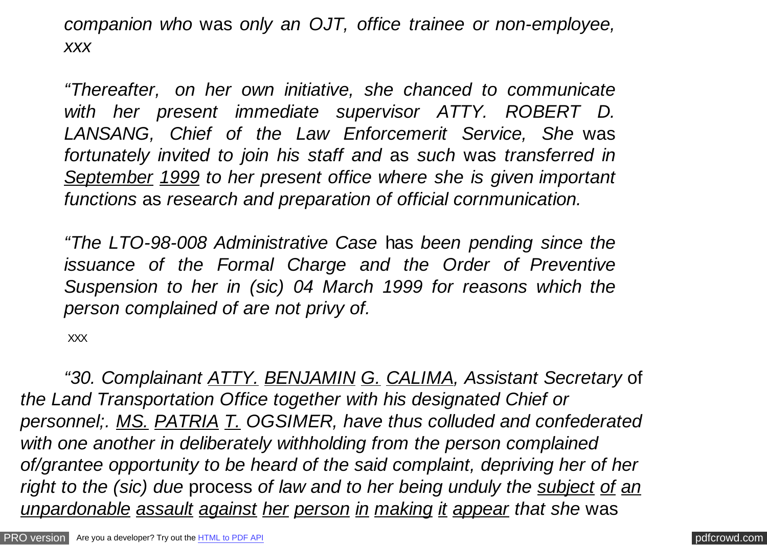*companion who* was *only an OJT, office trainee or non-employee, xxx*

*"Thereafter, on her own initiative, she chanced to communicate with her present immediate supervisor ATTY. ROBERT D. LANSANG, Chief of the Law Enforcemerit Service, She* was *fortunately invited to join his staff and* as *such* was *transferred in September 1999 to her present office where she is given important functions* as *research and preparation of official cornmunication.*

*"The LTO-98-008 Administrative Case* has *been pending since the issuance of the Formal Charge and the Order of Preventive Suspension to her in (sic) 04 March 1999 for reasons which the person complained of are not privy of.*

xxx

*"30. Complainant ATTY. BENJAMIN G. CALIMA, Assistant Secretary* of *the Land Transportation Office together with his designated Chief or personnel;. MS. PATRIA T. OGSIMER, have thus colluded and confederated with one another in deliberately withholding from the person complained of/grantee opportunity to be heard of the said complaint, depriving her of her right to the (sic) due* process *of law and to her being unduly the subject of an unpardonable assault against her person in making it appear that she* was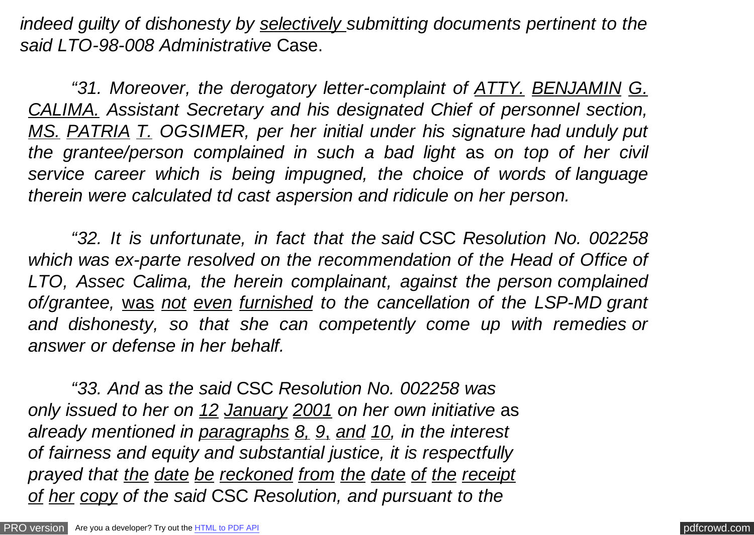*indeed guilty of dishonesty by selectively submitting documents pertinent to the said LTO-98-008 Administrative* Case.

*"31. Moreover, the derogatory letter-complaint of ATTY. BENJAMIN G. CALIMA. Assistant Secretary and his designated Chief of personnel section, MS. PATRIA T. OGSIMER, per her initial under his signature had unduly put the grantee/person complained in such a bad light* as *on top of her civil service career which is being impugned, the choice of words of language therein were calculated td cast aspersion and ridicule on her person.*

*"32. It is unfortunate, in fact that the said* CSC *Resolution No. 002258 which was ex-parte resolved on the recommendation of the Head of Office of LTO, Assec Calima, the herein complainant, against the person complained of/grantee,* was *not even furnished to the cancellation of the LSP-MD grant and dishonesty, so that she can competently come up with remedies or answer or defense in her behalf.*

*"33. And* as *the said* CSC *Resolution No. 002258 was only issued to her on 12 January 2001 on her own initiative* as *already mentioned in paragraphs 8, 9, and 10, in the interest of fairness and equity and substantial justice, it is respectfully prayed that the date be reckoned from the date of the receipt of her copy of the said* CSC *Resolution, and pursuant to the*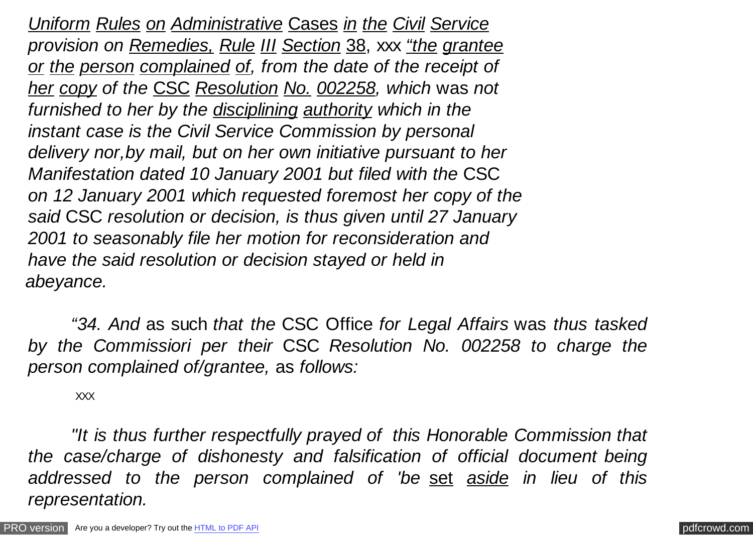*Uniform Rules on Administrative Cases in the Civil Service provision on Remedies, Rule III Section 38, xxx "the grantee or the person complained of, from the date of the receipt of her copy of the CSC Resolution No. 002258, which was not furnished to her by the disciplining authority which in the instant case is the Civil Service Commission by personal delivery nor,by mail, but on her own initiative pursuant to her Manifestation dated 10 January 2001 but filed with the CSC on 12 January 2001 which requested foremost her copy of the said CSC resolution or decision, is thus given until 27 January 2001 to seasonably file her motion for reconsideration and have the said resolution or decision stayed or held in abeyance.*

*"34. And as such that the CSC Office for Legal Affairs was thus tasked by the Commissiori per their CSC Resolution No. 002258 to charge the person complained of/grantee, as follows:*

xxx

*"It is thus further respectfully prayed of this Honorable Commission that the case/charge of dishonesty and falsification of official document being addressed to the person complained of 'be set aside in lieu of this representation.*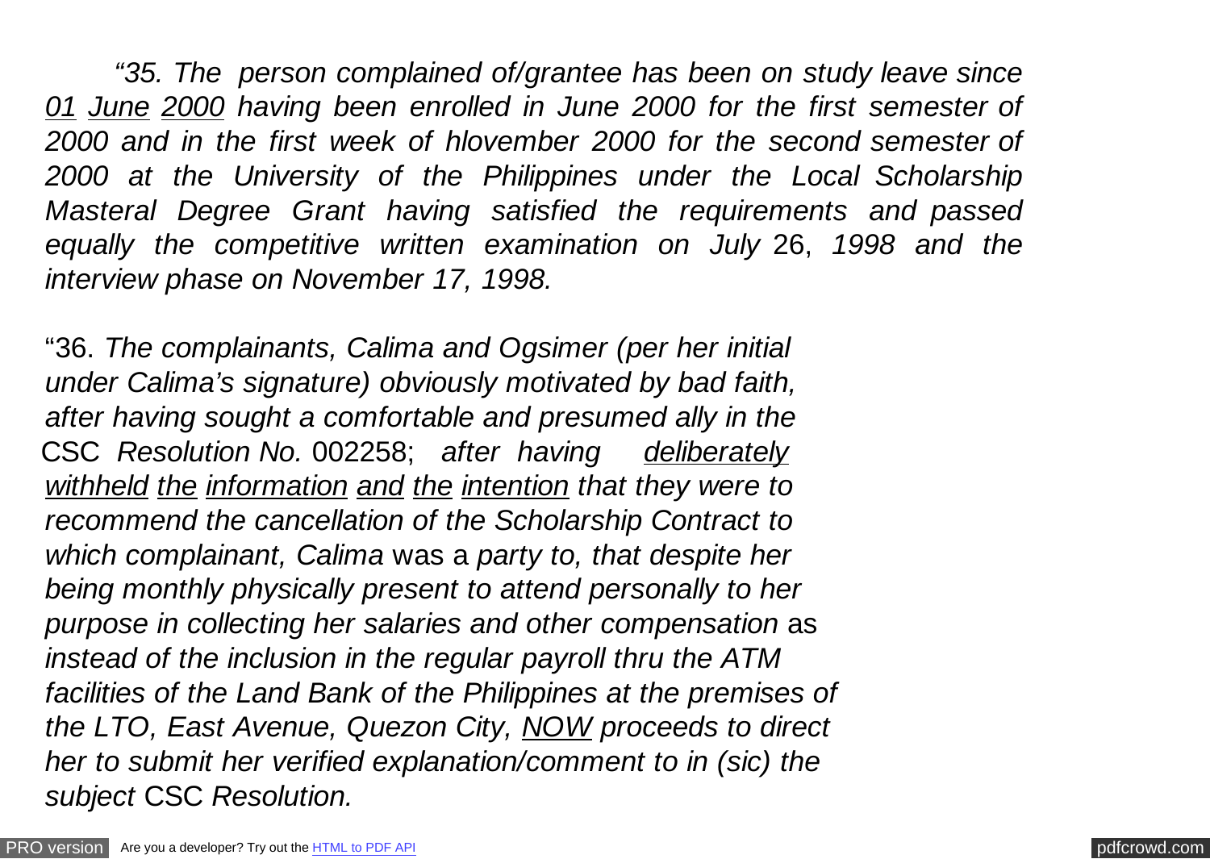*"35. The person complained of/grantee has been on study leave since* *01 June 2000* *having been enrolled in June 2000 for the first semester of 2000 and in the first week of hlovember 2000 for the second semester of 2000 at the University of the Philippines under the Local Scholarship Masteral Degree Grant having satisfied the requirements and passed equally the competitive written examination on July* 26, *1998 and the interview phase on November 17, 1998.*

"36. *The complainants, Calima and Ogsimer (per her initial under Calima's signature) obviously motivated by bad faith, after having sought a comfortable and presumed ally in the* CSC *Resolution No.* 002258; *after having* *deliberately withheld the information and the intention* *that they were to recommend the cancellation of the Scholarship Contract to which complainant, Calima* was a *party to, that despite her being monthly physically present to attend personally to her purpose in collecting her salaries and other compensation* as *instead of the inclusion in the regular payroll thru the ATM facilities of the Land Bank of the Philippines at the premises of the LTO, East Avenue, Quezon City,* *NOW* *proceeds to direct her to submit her verified explanation/comment to in (sic) the subject* CSC *Resolution.*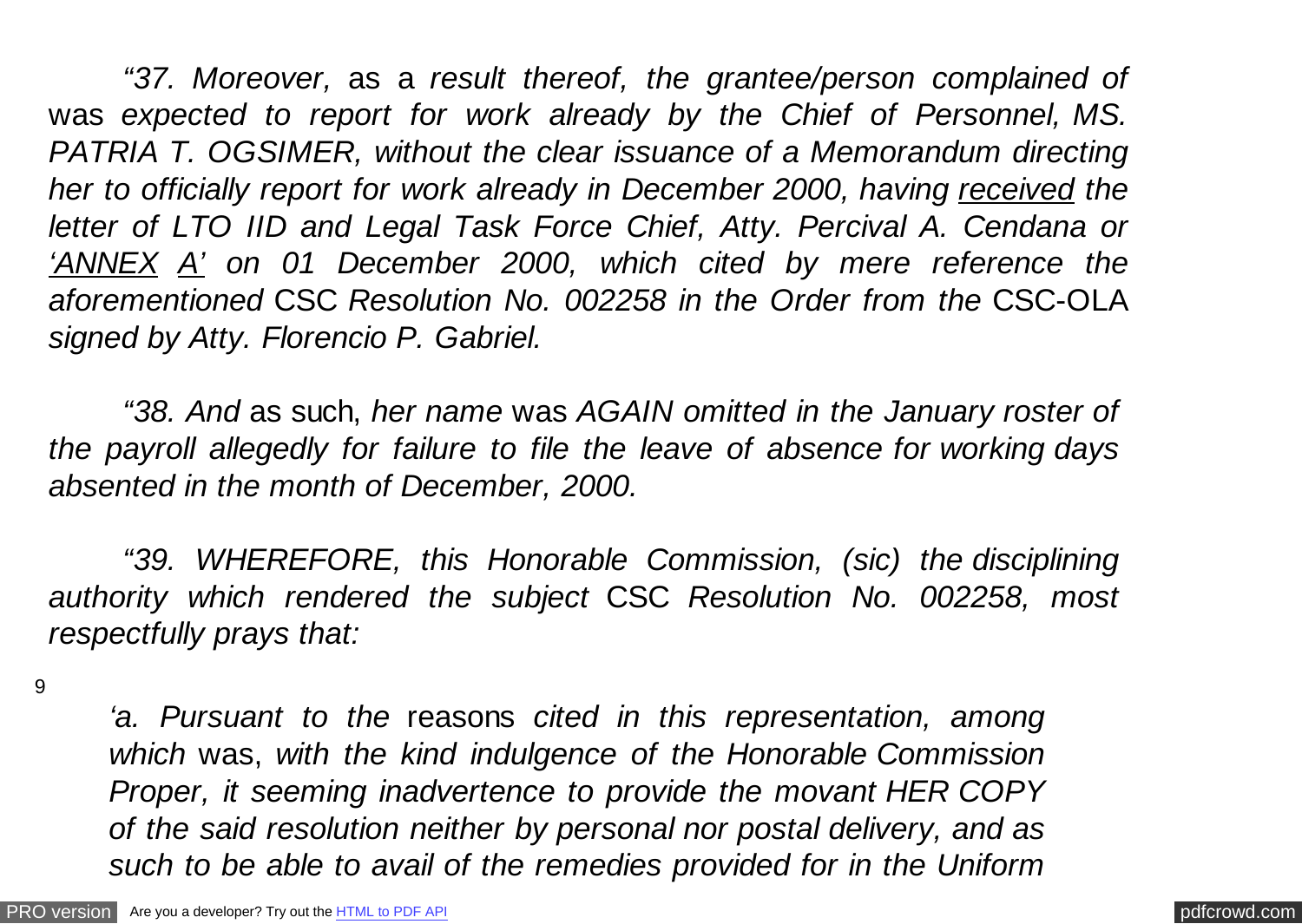*"37. Moreover,* as a *result thereof, the grantee/person complained of* was *expected to report for work already by the Chief of Personnel, MS. PATRIA T. OGSIMER, without the clear issuance of a Memorandum directing her to officially report for work already in December 2000, having received the letter of LTO IID and Legal Task Force Chief, Atty. Percival A. Cendana or 'ANNEX A' on 01 December 2000, which cited by mere reference the aforementioned* CSC *Resolution No. 002258 in the Order from the* CSC-OLA *signed by Atty. Florencio P. Gabriel.*

*"38. And* as such, *her name* was *AGAIN omitted in the January roster of the payroll allegedly for failure to file the leave of absence for working days absented in the month of December, 2000.*

*"39. WHEREFORE, this Honorable Commission, (sic) the disciplining authority which rendered the subject* CSC *Resolution No. 002258, most respectfully prays that:*

*'a. Pursuant to the* reasons *cited in this representation, among which* was, *with the kind indulgence of the Honorable Commission Proper, it seeming inadvertence to provide the movant HER COPY of the said resolution neither by personal nor postal delivery, and as such to be able to avail of the remedies provided for in the Uniform*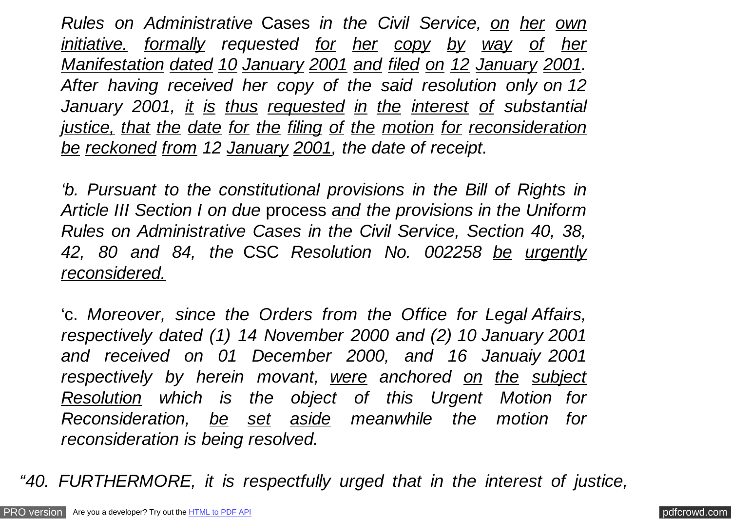*Rules on Administrative* Cases *in the Civil Service, on her own initiative. formally requested for her copy by way of her Manifestation dated 10 January 2001 and filed on 12 January 2001. After having received her copy of the said resolution only on 12 January 2001, it is thus requested in the interest of substantial justice, that the date for the filing of the motion for reconsideration be reckoned from 12 January 2001, the date of receipt.*

*'b. Pursuant to the constitutional provisions in the Bill of Rights in Article III Section I on due* process *and the provisions in the Uniform Rules on Administrative Cases in the Civil Service, Section 40, 38, 42, 80 and 84, the* CSC *Resolution No. 002258 be urgently reconsidered.*

'c. *Moreover, since the Orders from the Office for Legal Affairs, respectively dated (1) 14 November 2000 and (2) 10 January 2001 and received on 01 December 2000, and 16 Januaiy 2001 respectively by herein movant, were anchored on the subject Resolution which is the object of this Urgent Motion for Reconsideration, be set aside meanwhile the motion for reconsideration is being resolved.*

*"40. FURTHERMORE, it is respectfully urged that in the interest of justice,*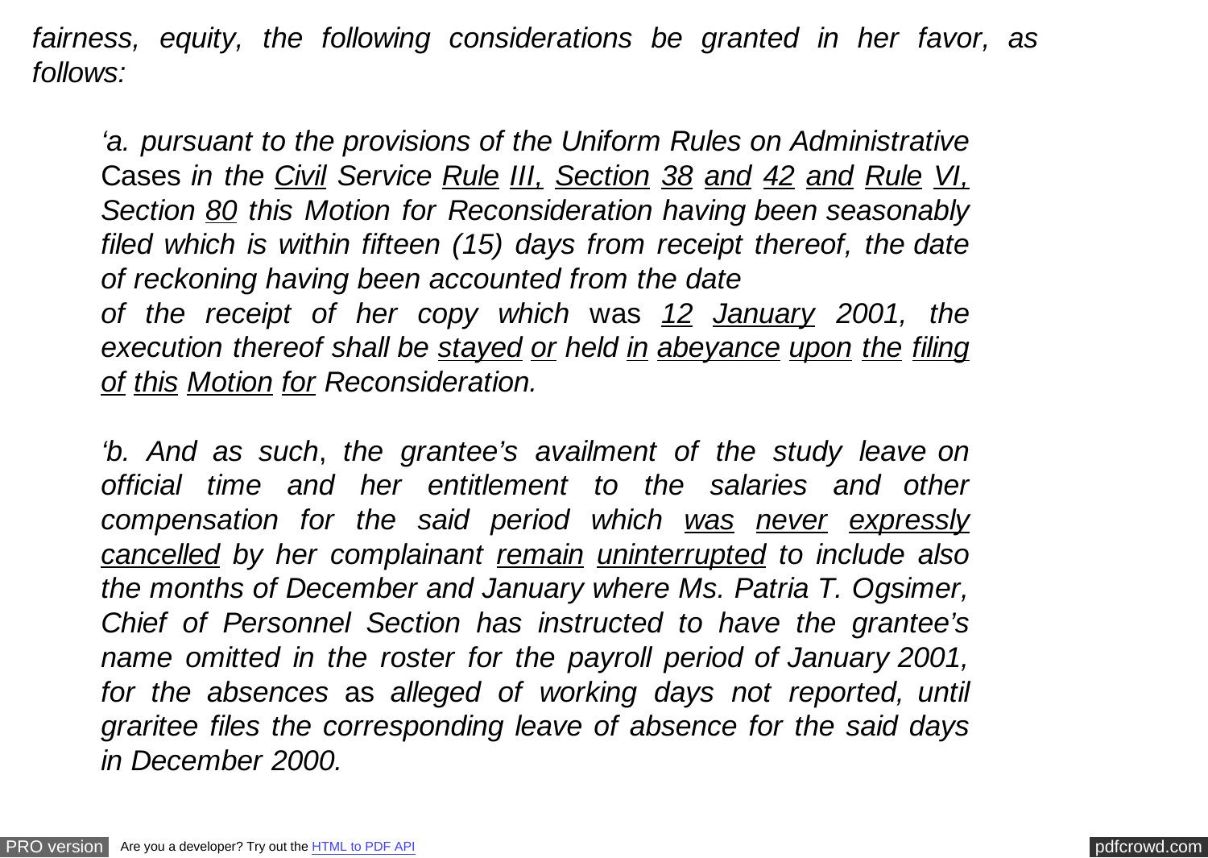*fairness, equity, the following considerations be granted in her favor, as follows:*

> *'a. pursuant to the provisions of the Uniform Rules on Administrative* Cases *in the Civil* Service *Rule III, Section 38 and 42 and Rule VI, Section 80 this Motion for Reconsideration having been seasonably filed which is within fifteen (15) days from receipt thereof, the date of reckoning having been accounted from the date of the receipt of her copy which* was *12 January 2001, the execution thereof shall be stayed or held in abeyance upon the filing of this Motion for Reconsideration.*
>
> *'b. And as such*, *the grantee's availment of the study leave on official time and her entitlement to the salaries and other compensation for the said period which was never expressly cancelled by her complainant remain uninterrupted to include also the months of December and January where Ms. Patria T. Ogsimer, Chief of Personnel Section has instructed to have the grantee's name omitted in the roster for the payroll period of January 2001, for the absences* as *alleged of working days not reported, until graritee files the corresponding leave of absence for the said days in December 2000.*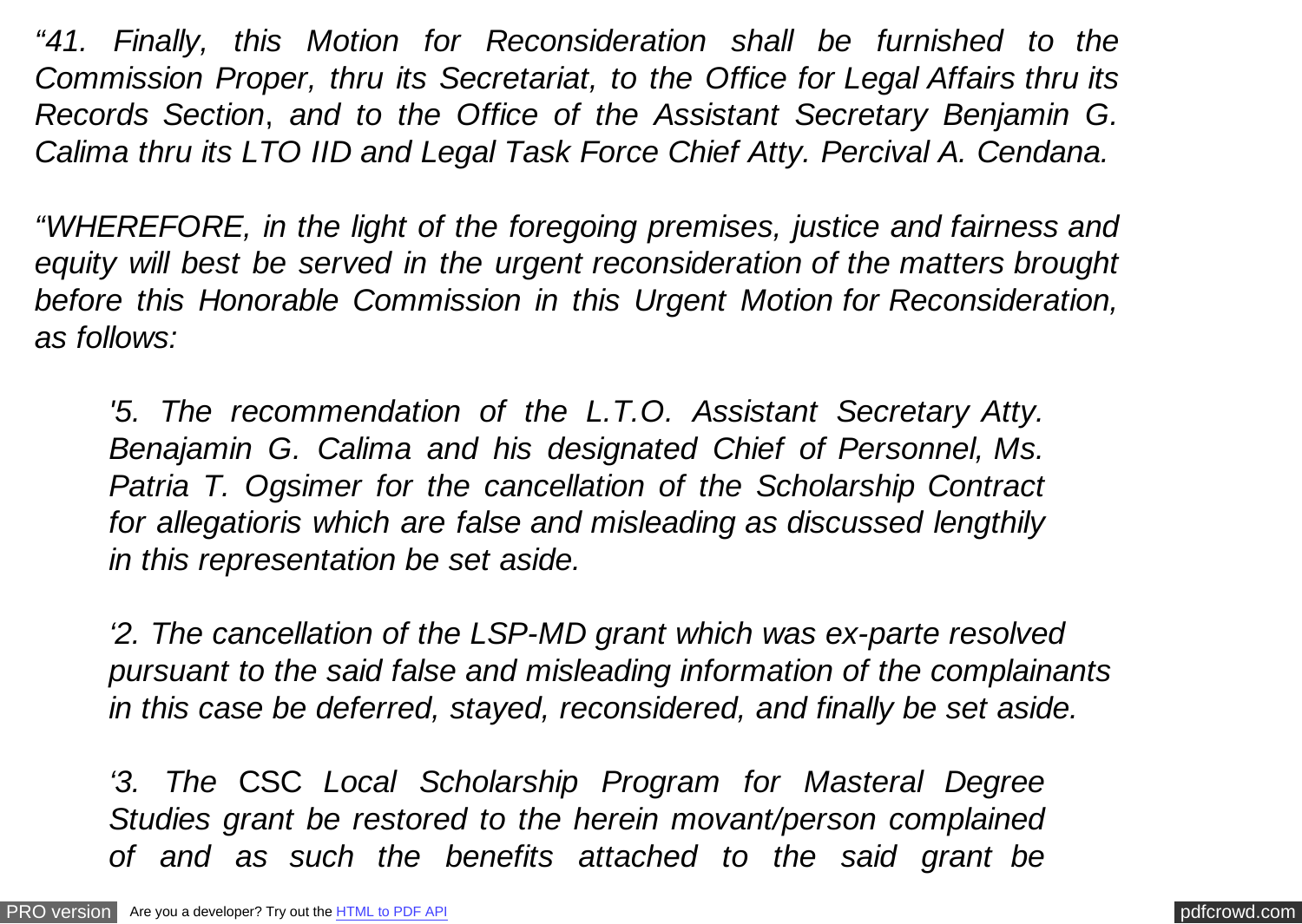*"41. Finally, this Motion for Reconsideration shall be furnished to the Commission Proper, thru its Secretariat, to the Office for Legal Affairs thru its Records Section*, *and to the Office of the Assistant Secretary Benjamin G. Calima thru its LTO IID and Legal Task Force Chief Atty. Percival A. Cendana.*

*"WHEREFORE, in the light of the foregoing premises, justice and fairness and equity will best be served in the urgent reconsideration of the matters brought before this Honorable Commission in this Urgent Motion for Reconsideration, as follows:*

> *'5. The recommendation of the L.T.O. Assistant Secretary Atty. Benajamin G. Calima and his designated Chief of Personnel, Ms. Patria T. Ogsimer for the cancellation of the Scholarship Contract for allegatioris which are false and misleading as discussed lengthily in this representation be set aside.*
>
> *'2. The cancellation of the LSP-MD grant which was ex-parte resolved pursuant to the said false and misleading information of the complainants in this case be deferred, stayed, reconsidered, and finally be set aside.*
>
> *'3. The CSC Local Scholarship Program for Masteral Degree Studies grant be restored to the herein movant/person complained of and as such the benefits attached to the said grant be*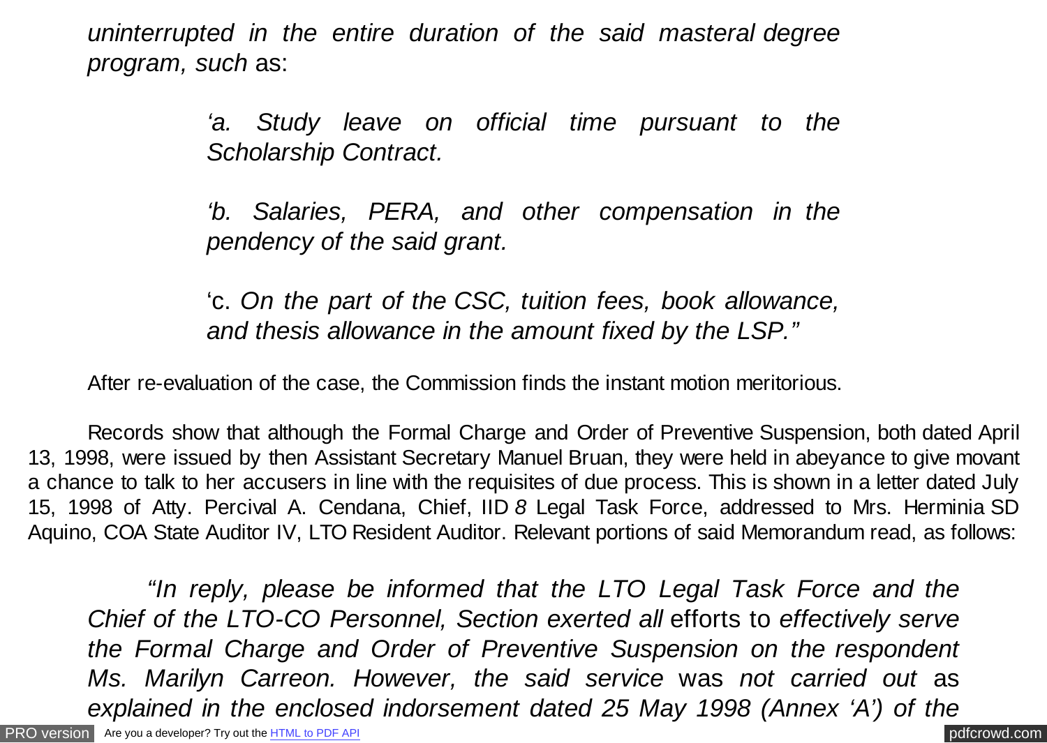*uninterrupted in the entire duration of the said masteral degree program, such* as:

> *'a. Study leave on official time pursuant to the Scholarship Contract.*
>
> *'b. Salaries, PERA, and other compensation in the pendency of the said grant.*
>
> 'c. *On the part of the CSC, tuition fees, book allowance, and thesis allowance in the amount fixed by the LSP."*

After re-evaluation of the case, the Commission finds the instant motion meritorious.

Records show that although the Formal Charge and Order of Preventive Suspension, both dated April 13, 1998, were issued by then Assistant Secretary Manuel Bruan, they were held in abeyance to give movant a chance to talk to her accusers in line with the requisites of due process. This is shown in a letter dated July 15, 1998 of Atty. Percival A. Cendana, Chief, IID *8* Legal Task Force, addressed to Mrs. Herminia SD Aquino, COA State Auditor IV, LTO Resident Auditor. Relevant portions of said Memorandum read, as follows:

> *"In reply, please be informed that the LTO Legal Task Force and the Chief of the LTO-CO Personnel, Section exerted all* efforts to *effectively serve the Formal Charge and Order of Preventive Suspension on the respondent Ms. Marilyn Carreon. However, the said service* was *not carried out* as *explained in the enclosed indorsement dated 25 May 1998 (Annex 'A') of the*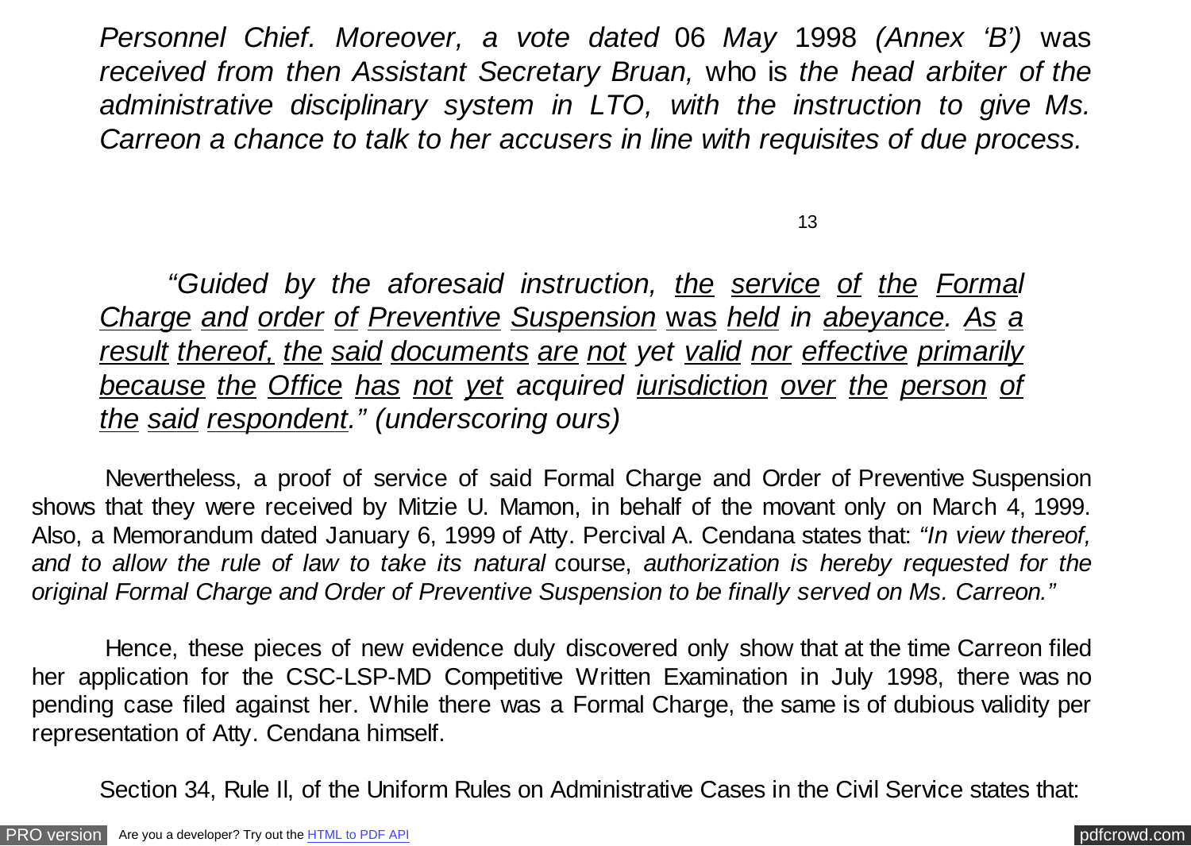*Personnel Chief. Moreover, a vote dated* 06 *May* 1998 *(Annex 'B')* was *received from then Assistant Secretary Bruan,* who is *the head arbiter of the administrative disciplinary system in LTO, with the instruction to give Ms. Carreon a chance to talk to her accusers in line with requisites of due process.*

13

*"Guided by the aforesaid instruction, <u>the service of the Formal Charge and order of Preventive Suspension</u> <u>was held</u> in <u>abeyance</u>. <u>As a result thereof, the said documents are not</u> yet <u>valid nor effective primarily because the Office has not yet</u> acquired <u>jurisdiction over the person of the said respondent</u>." (underscoring ours)*

Nevertheless, a proof of service of said Formal Charge and Order of Preventive Suspension shows that they were received by Mitzie U. Mamon, in behalf of the movant only on March 4, 1999. Also, a Memorandum dated January 6, 1999 of Atty. Percival A. Cendana states that: *"In view thereof, and to allow the rule of law to take its natural* course, *authorization is hereby requested for the original Formal Charge and Order of Preventive Suspension to be finally served on Ms. Carreon."*

Hence, these pieces of new evidence duly discovered only show that at the time Carreon filed her application for the CSC-LSP-MD Competitive Written Examination in July 1998, there was no pending case filed against her. While there was a Formal Charge, the same is of dubious validity per representation of Atty. Cendana himself.

Section 34, Rule II, of the Uniform Rules on Administrative Cases in the Civil Service states that: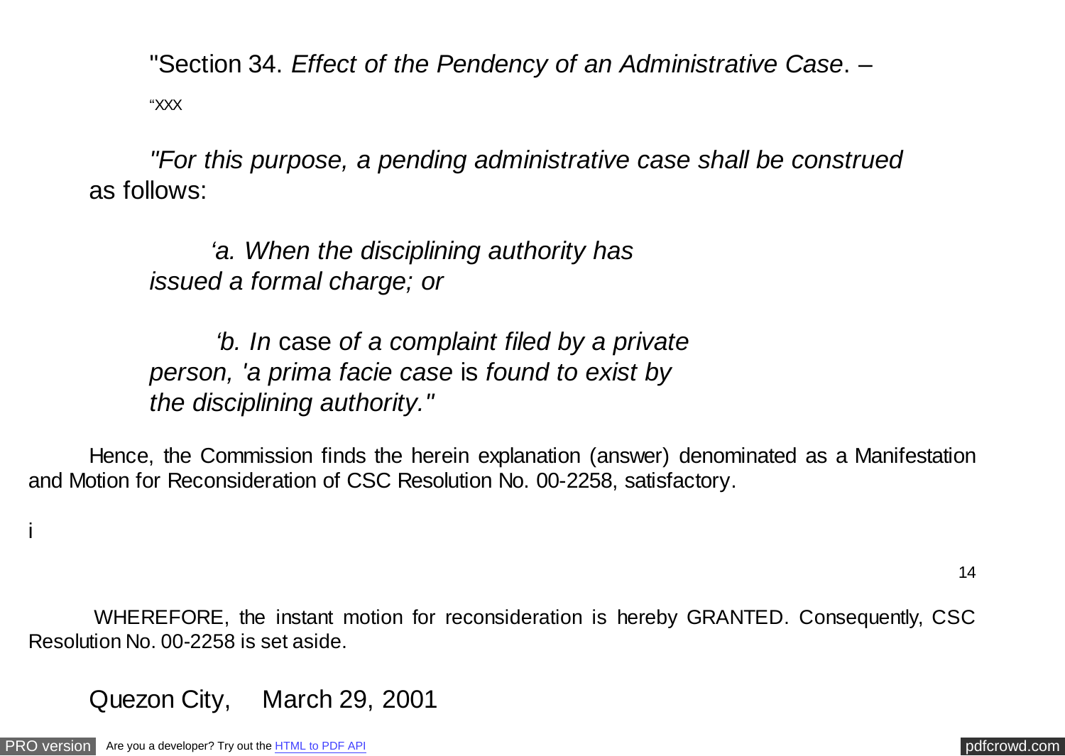"Section 34. *Effect of the Pendency of an Administrative Case*. –

"XXX

*"For this purpose, a pending administrative case shall be construed* as follows:

> *'a. When the disciplining authority has issued a formal charge; or*
>
> *'b. In* case *of a complaint filed by a private person, 'a prima facie case* is *found to exist by the disciplining authority."*

Hence, the Commission finds the herein explanation (answer) denominated as a Manifestation and Motion for Reconsideration of CSC Resolution No. 00-2258, satisfactory.

i

WHEREFORE, the instant motion for reconsideration is hereby GRANTED. Consequently, CSC Resolution No. 00-2258 is set aside.

Quezon City, March 29, 2001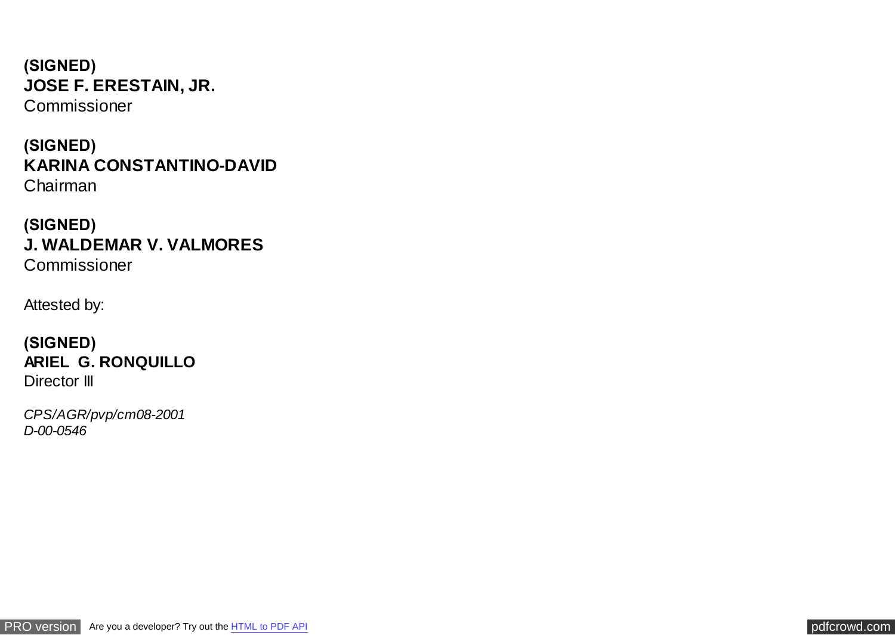**(SIGNED)**
**JOSE F. ERESTAIN, JR.**
Commissioner

**(SIGNED)**
**KARINA CONSTANTINO-DAVID**
Chairman

**(SIGNED)**
**J. WALDEMAR V. VALMORES**
Commissioner

Attested by:

**(SIGNED)**
**ARIEL G. RONQUILLO**
Director III

*CPS/AGR/pvp/cm08-2001*
*D-00-0546*